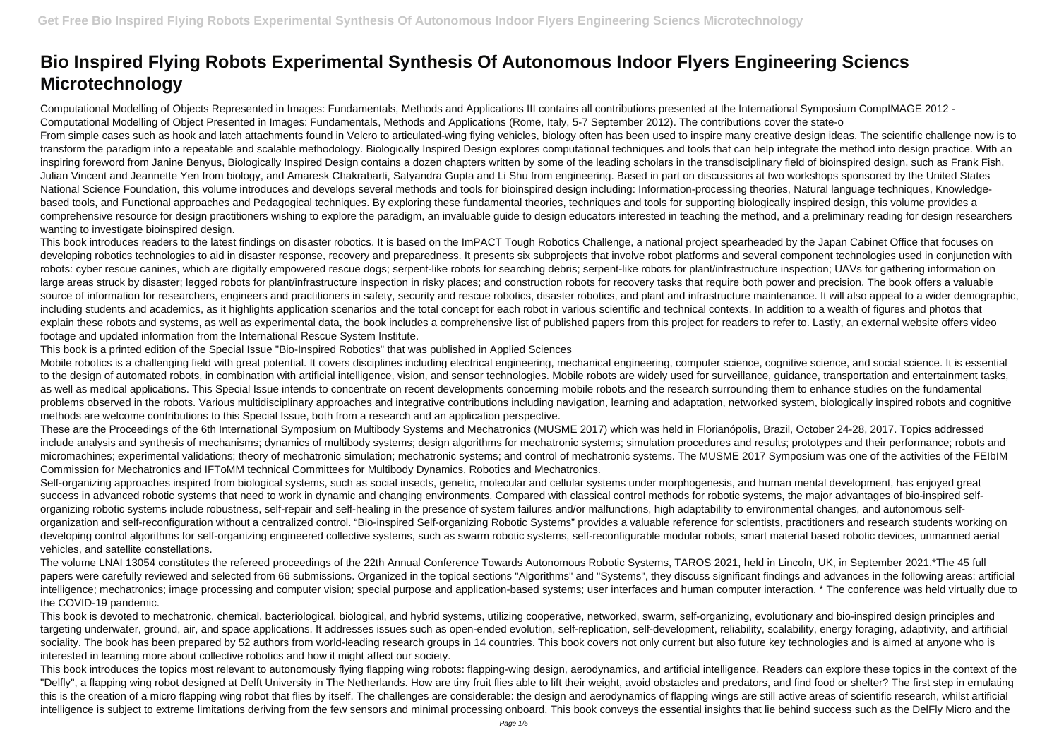# Bio Inspired Flying Robots Experimental Synthesis Of Autonomous Indoor Flyers Engineering Sciencs Microtechnology

Computational Modelling of Objects Represented in Images: Fundamentals, Methods and Applications III contains all contributions presented at the International Symposium CompIMAGE 2012 - Computational Modelling of Object Presented in Images: Fundamentals, Methods and Applications (Rome, Italy, 5-7 September 2012). The contributions cover the state-o

From simple cases such as hook and latch attachments found in Velcro to articulated-wing flying vehicles, biology often has been used to inspire many creative design ideas. The scientific challenge now is to transform the paradigm into a repeatable and scalable methodology. Biologically Inspired Design explores computational techniques and tools that can help integrate the method into design practice. With an inspiring foreword from Janine Benyus, Biologically Inspired Design contains a dozen chapters written by some of the leading scholars in the transdisciplinary field of bioinspired design, such as Frank Fish, Julian Vincent and Jeannette Yen from biology, and Amaresk Chakrabarti, Satyandra Gupta and Li Shu from engineering. Based in part on discussions at two workshops sponsored by the United States National Science Foundation, this volume introduces and develops several methods and tools for bioinspired design including: Information-processing theories, Natural language techniques, Knowledge-based tools, and Functional approaches and Pedagogical techniques. By exploring these fundamental theories, techniques and tools for supporting biologically inspired design, this volume provides a comprehensive resource for design practitioners wishing to explore the paradigm, an invaluable guide to design educators interested in teaching the method, and a preliminary reading for design researchers wanting to investigate bioinspired design.

This book introduces readers to the latest findings on disaster robotics. It is based on the ImPACT Tough Robotics Challenge, a national project spearheaded by the Japan Cabinet Office that focuses on developing robotics technologies to aid in disaster response, recovery and preparedness. It presents six subprojects that involve robot platforms and several component technologies used in conjunction with robots: cyber rescue canines, which are digitally empowered rescue dogs; serpent-like robots for searching debris; serpent-like robots for plant/infrastructure inspection; UAVs for gathering information on large areas struck by disaster; legged robots for plant/infrastructure inspection in risky places; and construction robots for recovery tasks that require both power and precision. The book offers a valuable source of information for researchers, engineers and practitioners in safety, security and rescue robotics, disaster robotics, and plant and infrastructure maintenance. It will also appeal to a wider demographic, including students and academics, as it highlights application scenarios and the total concept for each robot in various scientific and technical contexts. In addition to a wealth of figures and photos that explain these robots and systems, as well as experimental data, the book includes a comprehensive list of published papers from this project for readers to refer to. Lastly, an external website offers video footage and updated information from the International Rescue System Institute.

This book is a printed edition of the Special Issue "Bio-Inspired Robotics" that was published in Applied Sciences

Mobile robotics is a challenging field with great potential. It covers disciplines including electrical engineering, mechanical engineering, computer science, cognitive science, and social science. It is essential to the design of automated robots, in combination with artificial intelligence, vision, and sensor technologies. Mobile robots are widely used for surveillance, guidance, transportation and entertainment tasks, as well as medical applications. This Special Issue intends to concentrate on recent developments concerning mobile robots and the research surrounding them to enhance studies on the fundamental problems observed in the robots. Various multidisciplinary approaches and integrative contributions including navigation, learning and adaptation, networked system, biologically inspired robots and cognitive methods are welcome contributions to this Special Issue, both from a research and an application perspective.

These are the Proceedings of the 6th International Symposium on Multibody Systems and Mechatronics (MUSME 2017) which was held in Florianópolis, Brazil, October 24-28, 2017. Topics addressed include analysis and synthesis of mechanisms; dynamics of multibody systems; design algorithms for mechatronic systems; simulation procedures and results; prototypes and their performance; robots and micromachines; experimental validations; theory of mechatronic simulation; mechatronic systems; and control of mechatronic systems. The MUSME 2017 Symposium was one of the activities of the FEIbIM Commission for Mechatronics and IFToMM technical Committees for Multibody Dynamics, Robotics and Mechatronics.

Self-organizing approaches inspired from biological systems, such as social insects, genetic, molecular and cellular systems under morphogenesis, and human mental development, has enjoyed great success in advanced robotic systems that need to work in dynamic and changing environments. Compared with classical control methods for robotic systems, the major advantages of bio-inspired self-organizing robotic systems include robustness, self-repair and self-healing in the presence of system failures and/or malfunctions, high adaptability to environmental changes, and autonomous self-organization and self-reconfiguration without a centralized control. "Bio-inspired Self-organizing Robotic Systems" provides a valuable reference for scientists, practitioners and research students working on developing control algorithms for self-organizing engineered collective systems, such as swarm robotic systems, self-reconfigurable modular robots, smart material based robotic devices, unmanned aerial vehicles, and satellite constellations.

The volume LNAI 13054 constitutes the refereed proceedings of the 22th Annual Conference Towards Autonomous Robotic Systems, TAROS 2021, held in Lincoln, UK, in September 2021.*The 45 full papers were carefully reviewed and selected from 66 submissions. Organized in the topical sections "Algorithms" and "Systems", they discuss significant findings and advances in the following areas: artificial intelligence; mechatronics; image processing and computer vision; special purpose and application-based systems; user interfaces and human computer interaction. * The conference was held virtually due to the COVID-19 pandemic.

This book is devoted to mechatronic, chemical, bacteriological, biological, and hybrid systems, utilizing cooperative, networked, swarm, self-organizing, evolutionary and bio-inspired design principles and targeting underwater, ground, air, and space applications. It addresses issues such as open-ended evolution, self-replication, self-development, reliability, scalability, energy foraging, adaptivity, and artificial sociality. The book has been prepared by 52 authors from world-leading research groups in 14 countries. This book covers not only current but also future key technologies and is aimed at anyone who is interested in learning more about collective robotics and how it might affect our society.

This book introduces the topics most relevant to autonomously flying flapping wing robots: flapping-wing design, aerodynamics, and artificial intelligence. Readers can explore these topics in the context of the "Delfly", a flapping wing robot designed at Delft University in The Netherlands. How are tiny fruit flies able to lift their weight, avoid obstacles and predators, and find food or shelter? The first step in emulating this is the creation of a micro flapping wing robot that flies by itself. The challenges are considerable: the design and aerodynamics of flapping wings are still active areas of scientific research, whilst artificial intelligence is subject to extreme limitations deriving from the few sensors and minimal processing onboard. This book conveys the essential insights that lie behind success such as the DelFly Micro and the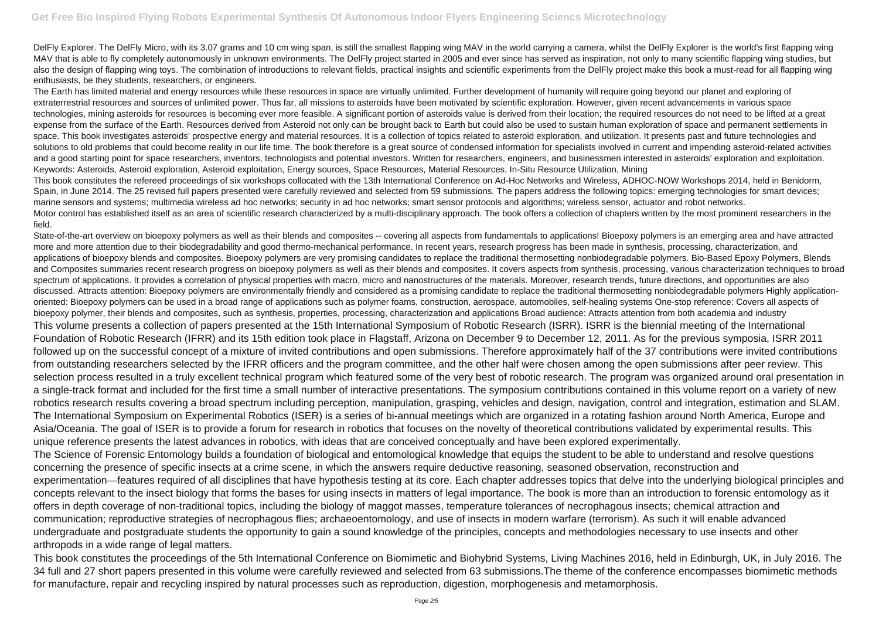DelFly Explorer. The DelFly Micro, with its 3.07 grams and 10 cm wing span, is still the smallest flapping wing MAV in the world carrying a camera, whilst the DelFly Explorer is the world's first flapping wing MAV that is able to fly completely autonomously in unknown environments. The DelFly project started in 2005 and ever since has served as inspiration, not only to many scientific flapping wing studies, but also the design of flapping wing toys. The combination of introductions to relevant fields, practical insights and scientific experiments from the DelFly project make this book a must-read for all flapping wing enthusiasts, be they students, researchers, or engineers.

The Earth has limited material and energy resources while these resources in space are virtually unlimited. Further development of humanity will require going beyond our planet and exploring of extraterrestrial resources and sources of unlimited power. Thus far, all missions to asteroids have been motivated by scientific exploration. However, given recent advancements in various space technologies, mining asteroids for resources is becoming ever more feasible. A significant portion of asteroids value is derived from their location; the required resources do not need to be lifted at a great expense from the surface of the Earth. Resources derived from Asteroid not only can be brought back to Earth but could also be used to sustain human exploration of space and permanent settlements in space. This book investigates asteroids' prospective energy and material resources. It is a collection of topics related to asteroid exploration, and utilization. It presents past and future technologies and solutions to old problems that could become reality in our life time. The book therefore is a great source of condensed information for specialists involved in current and impending asteroid-related activities and a good starting point for space researchers, inventors, technologists and potential investors. Written for researchers, engineers, and businessmen interested in asteroids' exploration and exploitation. Keywords: Asteroids, Asteroid exploration, Asteroid exploitation, Energy sources, Space Resources, Material Resources, In-Situ Resource Utilization, Mining

This book constitutes the refereed proceedings of six workshops collocated with the 13th International Conference on Ad-Hoc Networks and Wireless, ADHOC-NOW Workshops 2014, held in Benidorm, Spain, in June 2014. The 25 revised full papers presented were carefully reviewed and selected from 59 submissions. The papers address the following topics: emerging technologies for smart devices; marine sensors and systems; multimedia wireless ad hoc networks; security in ad hoc networks; smart sensor protocols and algorithms; wireless sensor, actuator and robot networks.

Motor control has established itself as an area of scientific research characterized by a multi-disciplinary approach. The book offers a collection of chapters written by the most prominent researchers in the field.

State-of-the-art overview on biopoxy polymers as well as their blends and composites -- covering all aspects from fundamentals to applications! Bioepoxy polymers is an emerging area and have attracted more and more attention due to their biodegradability and good thermo-mechanical performance. In recent years, research progress has been made in synthesis, processing, characterization, and applications of bioepoxy blends and composites. Bioepoxy polymers are very promising candidates to replace the traditional thermosetting nonbiodegradable polymers. Bio-Based Epoxy Polymers, Blends and Composites summaries recent research progress on bioepoxy polymers as well as their blends and composites. It covers aspects from synthesis, processing, various characterization techniques to broad spectrum of applications. It provides a correlation of physical properties with macro, micro and nanostructures of the materials. Moreover, research trends, future directions, and opportunities are also discussed. Attracts attention: Bioepoxy polymers are environmentally friendly and considered as a promising candidate to replace the traditional thermosetting nonbiodegradable polymers Highly application-oriented: Bioepoxy polymers can be used in a broad range of applications such as polymer foams, construction, aerospace, automobiles, self-healing systems One-stop reference: Covers all aspects of bioepoxy polymer, their blends and composites, such as synthesis, properties, processing, characterization and applications Broad audience: Attracts attention from both academia and industry

This volume presents a collection of papers presented at the 15th International Symposium of Robotic Research (ISRR). ISRR is the biennial meeting of the International Foundation of Robotic Research (IFRR) and its 15th edition took place in Flagstaff, Arizona on December 9 to December 12, 2011. As for the previous symposia, ISRR 2011 followed up on the successful concept of a mixture of invited contributions and open submissions. Therefore approximately half of the 37 contributions were invited contributions from outstanding researchers selected by the IFRR officers and the program committee, and the other half were chosen among the open submissions after peer review. This selection process resulted in a truly excellent technical program which featured some of the very best of robotic research. The program was organized around oral presentation in a single-track format and included for the first time a small number of interactive presentations. The symposium contributions contained in this volume report on a variety of new robotics research results covering a broad spectrum including perception, manipulation, grasping, vehicles and design, navigation, control and integration, estimation and SLAM.

The International Symposium on Experimental Robotics (ISER) is a series of bi-annual meetings which are organized in a rotating fashion around North America, Europe and Asia/Oceania. The goal of ISER is to provide a forum for research in robotics that focuses on the novelty of theoretical contributions validated by experimental results. This unique reference presents the latest advances in robotics, with ideas that are conceived conceptually and have been explored experimentally.

The Science of Forensic Entomology builds a foundation of biological and entomological knowledge that equips the student to be able to understand and resolve questions concerning the presence of specific insects at a crime scene, in which the answers require deductive reasoning, seasoned observation, reconstruction and experimentation—features required of all disciplines that have hypothesis testing at its core. Each chapter addresses topics that delve into the underlying biological principles and concepts relevant to the insect biology that forms the bases for using insects in matters of legal importance. The book is more than an introduction to forensic entomology as it offers in depth coverage of non-traditional topics, including the biology of maggot masses, temperature tolerances of necrophagous insects; chemical attraction and communication; reproductive strategies of necrophagous flies; archaeoentomology, and use of insects in modern warfare (terrorism). As such it will enable advanced undergraduate and postgraduate students the opportunity to gain a sound knowledge of the principles, concepts and methodologies necessary to use insects and other arthropods in a wide range of legal matters.

This book constitutes the proceedings of the 5th International Conference on Biomimetic and Biohybrid Systems, Living Machines 2016, held in Edinburgh, UK, in July 2016. The 34 full and 27 short papers presented in this volume were carefully reviewed and selected from 63 submissions.The theme of the conference encompasses biomimetic methods for manufacture, repair and recycling inspired by natural processes such as reproduction, digestion, morphogenesis and metamorphosis.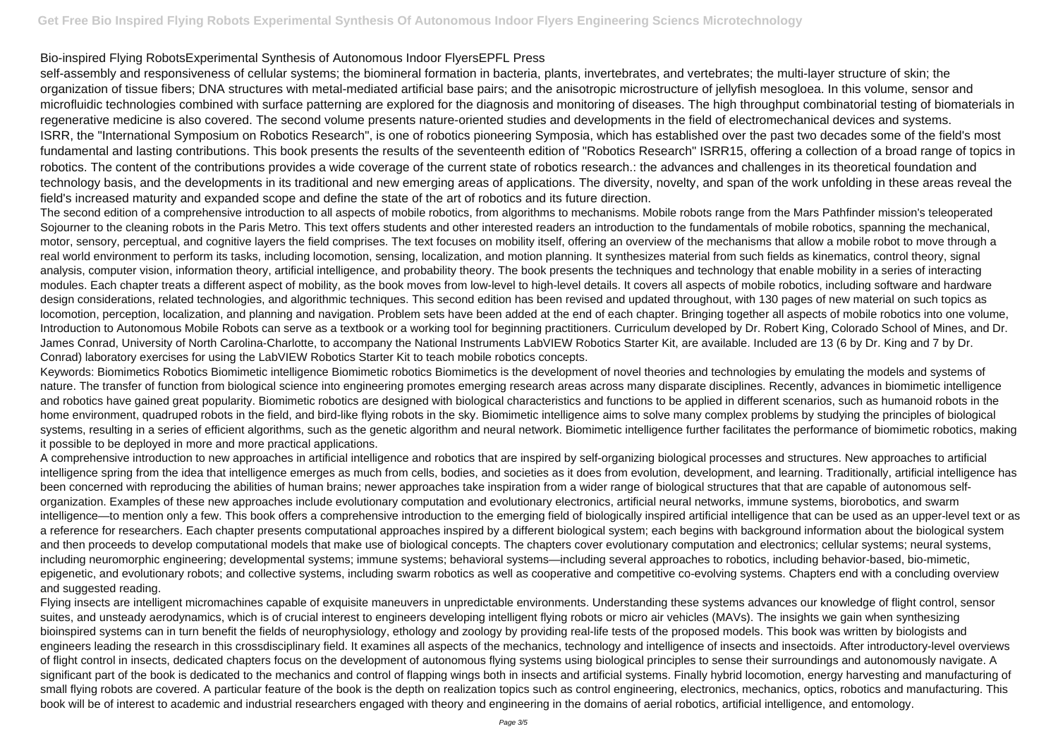Bio-inspired Flying RobotsExperimental Synthesis of Autonomous Indoor FlyersEPFL Press

self-assembly and responsiveness of cellular systems; the biomineral formation in bacteria, plants, invertebrates, and vertebrates; the multi-layer structure of skin; the organization of tissue fibers; DNA structures with metal-mediated artificial base pairs; and the anisotropic microstructure of jellyfish mesogloea. In this volume, sensor and microfluidic technologies combined with surface patterning are explored for the diagnosis and monitoring of diseases. The high throughput combinatorial testing of biomaterials in regenerative medicine is also covered. The second volume presents nature-oriented studies and developments in the field of electromechanical devices and systems.

ISRR, the "International Symposium on Robotics Research", is one of robotics pioneering Symposia, which has established over the past two decades some of the field's most fundamental and lasting contributions. This book presents the results of the seventeenth edition of "Robotics Research" ISRR15, offering a collection of a broad range of topics in robotics. The content of the contributions provides a wide coverage of the current state of robotics research.: the advances and challenges in its theoretical foundation and technology basis, and the developments in its traditional and new emerging areas of applications. The diversity, novelty, and span of the work unfolding in these areas reveal the field's increased maturity and expanded scope and define the state of the art of robotics and its future direction.

The second edition of a comprehensive introduction to all aspects of mobile robotics, from algorithms to mechanisms. Mobile robots range from the Mars Pathfinder mission's teleoperated Sojourner to the cleaning robots in the Paris Metro. This text offers students and other interested readers an introduction to the fundamentals of mobile robotics, spanning the mechanical, motor, sensory, perceptual, and cognitive layers the field comprises. The text focuses on mobility itself, offering an overview of the mechanisms that allow a mobile robot to move through a real world environment to perform its tasks, including locomotion, sensing, localization, and motion planning. It synthesizes material from such fields as kinematics, control theory, signal analysis, computer vision, information theory, artificial intelligence, and probability theory. The book presents the techniques and technology that enable mobility in a series of interacting modules. Each chapter treats a different aspect of mobility, as the book moves from low-level to high-level details. It covers all aspects of mobile robotics, including software and hardware design considerations, related technologies, and algorithmic techniques. This second edition has been revised and updated throughout, with 130 pages of new material on such topics as locomotion, perception, localization, and planning and navigation. Problem sets have been added at the end of each chapter. Bringing together all aspects of mobile robotics into one volume, Introduction to Autonomous Mobile Robots can serve as a textbook or a working tool for beginning practitioners. Curriculum developed by Dr. Robert King, Colorado School of Mines, and Dr. James Conrad, University of North Carolina-Charlotte, to accompany the National Instruments LabVIEW Robotics Starter Kit, are available. Included are 13 (6 by Dr. King and 7 by Dr. Conrad) laboratory exercises for using the LabVIEW Robotics Starter Kit to teach mobile robotics concepts.

Keywords: Biomimetics Robotics Biomimetic intelligence Biomimetic robotics Biomimetics is the development of novel theories and technologies by emulating the models and systems of nature. The transfer of function from biological science into engineering promotes emerging research areas across many disparate disciplines. Recently, advances in biomimetic intelligence and robotics have gained great popularity. Biomimetic robotics are designed with biological characteristics and functions to be applied in different scenarios, such as humanoid robots in the home environment, quadruped robots in the field, and bird-like flying robots in the sky. Biomimetic intelligence aims to solve many complex problems by studying the principles of biological systems, resulting in a series of efficient algorithms, such as the genetic algorithm and neural network. Biomimetic intelligence further facilitates the performance of biomimetic robotics, making it possible to be deployed in more and more practical applications.

A comprehensive introduction to new approaches in artificial intelligence and robotics that are inspired by self-organizing biological processes and structures. New approaches to artificial intelligence spring from the idea that intelligence emerges as much from cells, bodies, and societies as it does from evolution, development, and learning. Traditionally, artificial intelligence has been concerned with reproducing the abilities of human brains; newer approaches take inspiration from a wider range of biological structures that that are capable of autonomous self-organization. Examples of these new approaches include evolutionary computation and evolutionary electronics, artificial neural networks, immune systems, biorobotics, and swarm intelligence—to mention only a few. This book offers a comprehensive introduction to the emerging field of biologically inspired artificial intelligence that can be used as an upper-level text or as a reference for researchers. Each chapter presents computational approaches inspired by a different biological system; each begins with background information about the biological system and then proceeds to develop computational models that make use of biological concepts. The chapters cover evolutionary computation and electronics; cellular systems; neural systems, including neuromorphic engineering; developmental systems; immune systems; behavioral systems—including several approaches to robotics, including behavior-based, bio-mimetic, epigenetic, and evolutionary robots; and collective systems, including swarm robotics as well as cooperative and competitive co-evolving systems. Chapters end with a concluding overview and suggested reading.

Flying insects are intelligent micromachines capable of exquisite maneuvers in unpredictable environments. Understanding these systems advances our knowledge of flight control, sensor suites, and unsteady aerodynamics, which is of crucial interest to engineers developing intelligent flying robots or micro air vehicles (MAVs). The insights we gain when synthesizing bioinspired systems can in turn benefit the fields of neurophysiology, ethology and zoology by providing real-life tests of the proposed models. This book was written by biologists and engineers leading the research in this crossdisciplinary field. It examines all aspects of the mechanics, technology and intelligence of insects and insectoids. After introductory-level overviews of flight control in insects, dedicated chapters focus on the development of autonomous flying systems using biological principles to sense their surroundings and autonomously navigate. A significant part of the book is dedicated to the mechanics and control of flapping wings both in insects and artificial systems. Finally hybrid locomotion, energy harvesting and manufacturing of small flying robots are covered. A particular feature of the book is the depth on realization topics such as control engineering, electronics, mechanics, optics, robotics and manufacturing. This book will be of interest to academic and industrial researchers engaged with theory and engineering in the domains of aerial robotics, artificial intelligence, and entomology.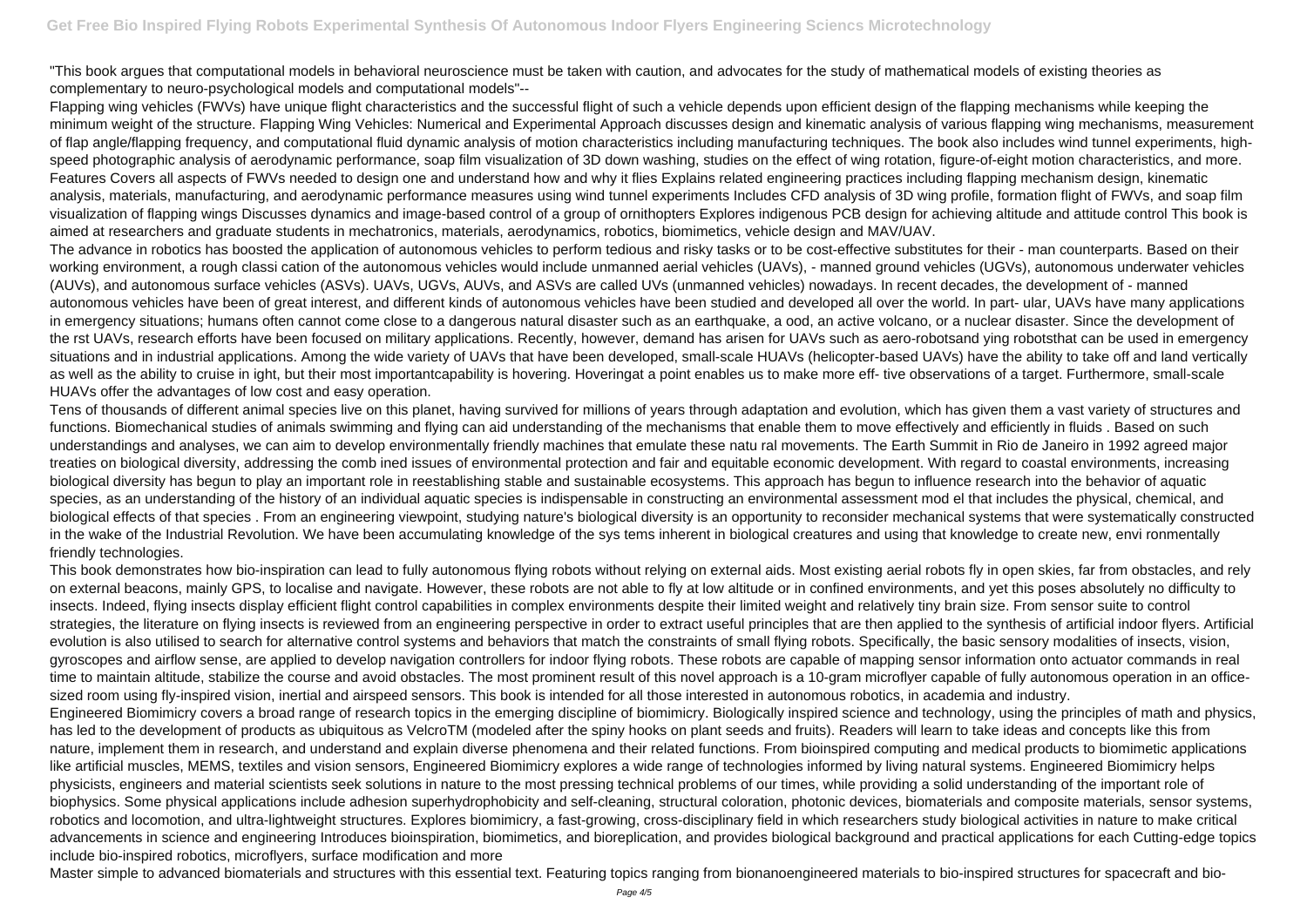"This book argues that computational models in behavioral neuroscience must be taken with caution, and advocates for the study of mathematical models of existing theories as complementary to neuro-psychological models and computational models"--

Flapping wing vehicles (FWVs) have unique flight characteristics and the successful flight of such a vehicle depends upon efficient design of the flapping mechanisms while keeping the minimum weight of the structure. Flapping Wing Vehicles: Numerical and Experimental Approach discusses design and kinematic analysis of various flapping wing mechanisms, measurement of flap angle/flapping frequency, and computational fluid dynamic analysis of motion characteristics including manufacturing techniques. The book also includes wind tunnel experiments, high-speed photographic analysis of aerodynamic performance, soap film visualization of 3D down washing, studies on the effect of wing rotation, figure-of-eight motion characteristics, and more. Features Covers all aspects of FWVs needed to design one and understand how and why it flies Explains related engineering practices including flapping mechanism design, kinematic analysis, materials, manufacturing, and aerodynamic performance measures using wind tunnel experiments Includes CFD analysis of 3D wing profile, formation flight of FWVs, and soap film visualization of flapping wings Discusses dynamics and image-based control of a group of ornithopters Explores indigenous PCB design for achieving altitude and attitude control This book is aimed at researchers and graduate students in mechatronics, materials, aerodynamics, robotics, biomimetics, vehicle design and MAV/UAV.

The advance in robotics has boosted the application of autonomous vehicles to perform tedious and risky tasks or to be cost-effective substitutes for their - man counterparts. Based on their working environment, a rough classi cation of the autonomous vehicles would include unmanned aerial vehicles (UAVs), - manned ground vehicles (UGVs), autonomous underwater vehicles (AUVs), and autonomous surface vehicles (ASVs). UAVs, UGVs, AUVs, and ASVs are called UVs (unmanned vehicles) nowadays. In recent decades, the development of - manned autonomous vehicles have been of great interest, and different kinds of autonomous vehicles have been studied and developed all over the world. In part- ular, UAVs have many applications in emergency situations; humans often cannot come close to a dangerous natural disaster such as an earthquake, a ood, an active volcano, or a nuclear disaster. Since the development of the rst UAVs, research efforts have been focused on military applications. Recently, however, demand has arisen for UAVs such as aero-robotsand ying robotsthat can be used in emergency situations and in industrial applications. Among the wide variety of UAVs that have been developed, small-scale HUAVs (helicopter-based UAVs) have the ability to take off and land vertically as well as the ability to cruise in ight, but their most importantcapability is hovering. Hoveringat a point enables us to make more eff- tive observations of a target. Furthermore, small-scale HUAVs offer the advantages of low cost and easy operation.

Tens of thousands of different animal species live on this planet, having survived for millions of years through adaptation and evolution, which has given them a vast variety of structures and functions. Biomechanical studies of animals swimming and flying can aid understanding of the mechanisms that enable them to move effectively and efficiently in fluids . Based on such understandings and analyses, we can aim to develop environmentally friendly machines that emulate these natu ral movements. The Earth Summit in Rio de Janeiro in 1992 agreed major treaties on biological diversity, addressing the comb ined issues of environmental protection and fair and equitable economic development. With regard to coastal environments, increasing biological diversity has begun to play an important role in reestablishing stable and sustainable ecosystems. This approach has begun to influence research into the behavior of aquatic species, as an understanding of the history of an individual aquatic species is indispensable in constructing an environmental assessment mod el that includes the physical, chemical, and biological effects of that species . From an engineering viewpoint, studying nature's biological diversity is an opportunity to reconsider mechanical systems that were systematically constructed in the wake of the Industrial Revolution. We have been accumulating knowledge of the sys tems inherent in biological creatures and using that knowledge to create new, envi ronmentally friendly technologies.

This book demonstrates how bio-inspiration can lead to fully autonomous flying robots without relying on external aids. Most existing aerial robots fly in open skies, far from obstacles, and rely on external beacons, mainly GPS, to localise and navigate. However, these robots are not able to fly at low altitude or in confined environments, and yet this poses absolutely no difficulty to insects. Indeed, flying insects display efficient flight control capabilities in complex environments despite their limited weight and relatively tiny brain size. From sensor suite to control strategies, the literature on flying insects is reviewed from an engineering perspective in order to extract useful principles that are then applied to the synthesis of artificial indoor flyers. Artificial evolution is also utilised to search for alternative control systems and behaviors that match the constraints of small flying robots. Specifically, the basic sensory modalities of insects, vision, gyroscopes and airflow sense, are applied to develop navigation controllers for indoor flying robots. These robots are capable of mapping sensor information onto actuator commands in real time to maintain altitude, stabilize the course and avoid obstacles. The most prominent result of this novel approach is a 10-gram microflyer capable of fully autonomous operation in an office-sized room using fly-inspired vision, inertial and airspeed sensors. This book is intended for all those interested in autonomous robotics, in academia and industry.

Engineered Biomimicry covers a broad range of research topics in the emerging discipline of biomimicry. Biologically inspired science and technology, using the principles of math and physics, has led to the development of products as ubiquitous as VelcroTM (modeled after the spiny hooks on plant seeds and fruits). Readers will learn to take ideas and concepts like this from nature, implement them in research, and understand and explain diverse phenomena and their related functions. From bioinspired computing and medical products to biomimetic applications like artificial muscles, MEMS, textiles and vision sensors, Engineered Biomimicry explores a wide range of technologies informed by living natural systems. Engineered Biomimicry helps physicists, engineers and material scientists seek solutions in nature to the most pressing technical problems of our times, while providing a solid understanding of the important role of biophysics. Some physical applications include adhesion superhydrophobicity and self-cleaning, structural coloration, photonic devices, biomaterials and composite materials, sensor systems, robotics and locomotion, and ultra-lightweight structures. Explores biomimicry, a fast-growing, cross-disciplinary field in which researchers study biological activities in nature to make critical advancements in science and engineering Introduces bioinspiration, biomimetics, and bioreplication, and provides biological background and practical applications for each Cutting-edge topics include bio-inspired robotics, microflyers, surface modification and more

Master simple to advanced biomaterials and structures with this essential text. Featuring topics ranging from bionanoengineered materials to bio-inspired structures for spacecraft and bio-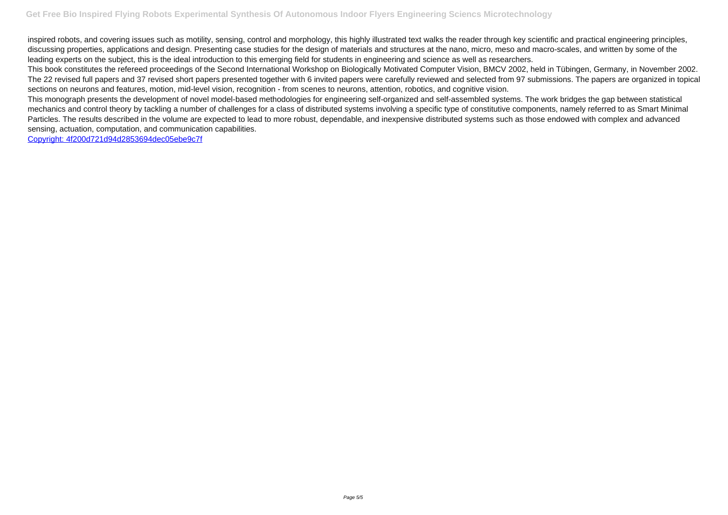inspired robots, and covering issues such as motility, sensing, control and morphology, this highly illustrated text walks the reader through key scientific and practical engineering principles, discussing properties, applications and design. Presenting case studies for the design of materials and structures at the nano, micro, meso and macro-scales, and written by some of the leading experts on the subject, this is the ideal introduction to this emerging field for students in engineering and science as well as researchers.

This book constitutes the refereed proceedings of the Second International Workshop on Biologically Motivated Computer Vision, BMCV 2002, held in Tübingen, Germany, in November 2002. The 22 revised full papers and 37 revised short papers presented together with 6 invited papers were carefully reviewed and selected from 97 submissions. The papers are organized in topical sections on neurons and features, motion, mid-level vision, recognition - from scenes to neurons, attention, robotics, and cognitive vision.

This monograph presents the development of novel model-based methodologies for engineering self-organized and self-assembled systems. The work bridges the gap between statistical mechanics and control theory by tackling a number of challenges for a class of distributed systems involving a specific type of constitutive components, namely referred to as Smart Minimal Particles. The results described in the volume are expected to lead to more robust, dependable, and inexpensive distributed systems such as those endowed with complex and advanced sensing, actuation, computation, and communication capabilities.

Copyright: 4f200d721d94d2853694dec05ebe9c7f